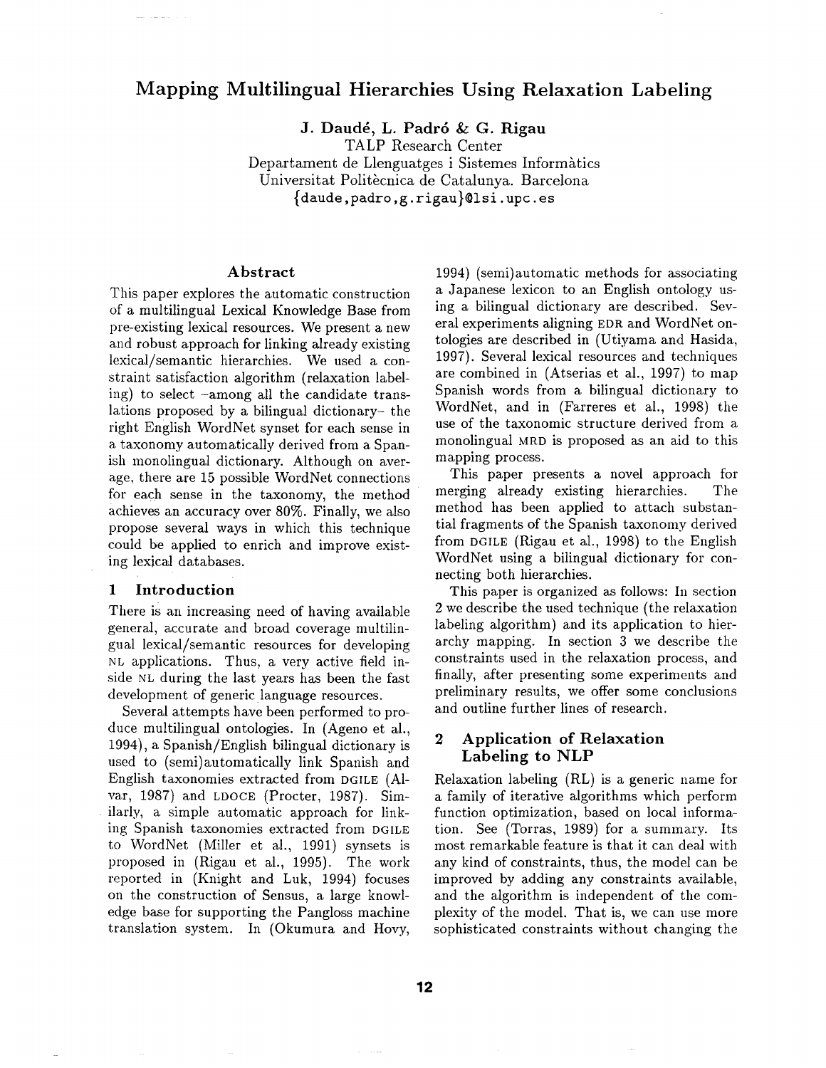# Mapping Multilingual Hierarchies Using Relaxation Labeling

**J. Daudé, L. Padró & G. Rigau**

TALP Research Center
Departament de Llenguatges i Sistemes Informàtics
Universitat Politècnica de Catalunya. Barcelona
{daude,padro,g.rigau}@lsi.upc.es

## Abstract

This paper explores the automatic construction of a multilingual Lexical Knowledge Base from pre-existing lexical resources. We present a new and robust approach for linking already existing lexical/semantic hierarchies. We used a constraint satisfaction algorithm (relaxation labeling) to select –among all the candidate translations proposed by a bilingual dictionary– the right English WordNet synset for each sense in a taxonomy automatically derived from a Spanish monolingual dictionary. Although on average, there are 15 possible WordNet connections for each sense in the taxonomy, the method achieves an accuracy over 80%. Finally, we also propose several ways in which this technique could be applied to enrich and improve existing lexical databases.

## 1 Introduction

There is an increasing need of having available general, accurate and broad coverage multilingual lexical/semantic resources for developing NL applications. Thus, a very active field inside NL during the last years has been the fast development of generic language resources.

Several attempts have been performed to produce multilingual ontologies. In (Ageno et al., 1994), a Spanish/English bilingual dictionary is used to (semi)automatically link Spanish and English taxonomies extracted from DGILE (Alvar, 1987) and LDOCE (Procter, 1987). Similarly, a simple automatic approach for linking Spanish taxonomies extracted from DGILE to WordNet (Miller et al., 1991) synsets is proposed in (Rigau et al., 1995). The work reported in (Knight and Luk, 1994) focuses on the construction of Sensus, a large knowledge base for supporting the Pangloss machine translation system. In (Okumura and Hovy, 1994) (semi)automatic methods for associating a Japanese lexicon to an English ontology using a bilingual dictionary are described. Several experiments aligning EDR and WordNet ontologies are described in (Utiyama and Hasida, 1997). Several lexical resources and techniques are combined in (Atserias et al., 1997) to map Spanish words from a bilingual dictionary to WordNet, and in (Farreres et al., 1998) the use of the taxonomic structure derived from a monolingual MRD is proposed as an aid to this mapping process.

This paper presents a novel approach for merging already existing hierarchies. The method has been applied to attach substantial fragments of the Spanish taxonomy derived from DGILE (Rigau et al., 1998) to the English WordNet using a bilingual dictionary for connecting both hierarchies.

This paper is organized as follows: In section 2 we describe the used technique (the relaxation labeling algorithm) and its application to hierarchy mapping. In section 3 we describe the constraints used in the relaxation process, and finally, after presenting some experiments and preliminary results, we offer some conclusions and outline further lines of research.

## 2 Application of Relaxation Labeling to NLP

Relaxation labeling (RL) is a generic name for a family of iterative algorithms which perform function optimization, based on local information. See (Torras, 1989) for a summary. Its most remarkable feature is that it can deal with any kind of constraints, thus, the model can be improved by adding any constraints available, and the algorithm is independent of the complexity of the model. That is, we can use more sophisticated constraints without changing the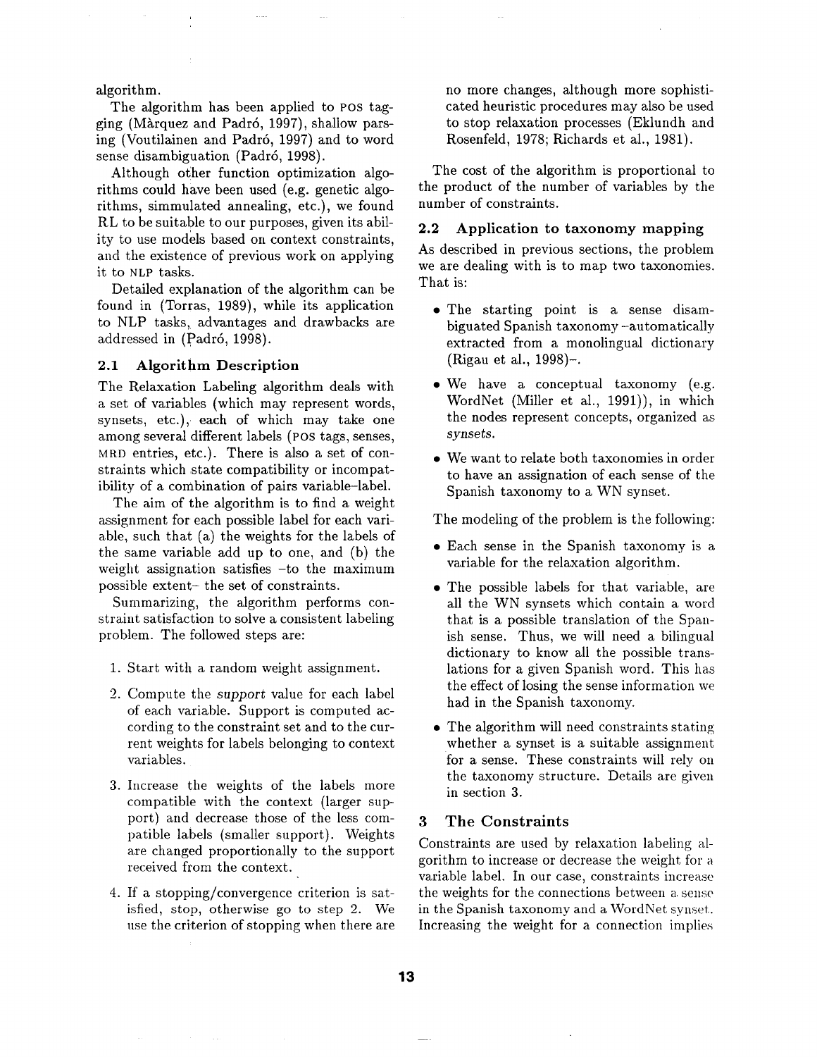algorithm.

The algorithm has been applied to POS tagging (Màrquez and Padró, 1997), shallow parsing (Voutilainen and Padró, 1997) and to word sense disambiguation (Padró, 1998).

Although other function optimization algorithms could have been used (e.g. genetic algorithms, simmulated annealing, etc.), we found RL to be suitable to our purposes, given its ability to use models based on context constraints, and the existence of previous work on applying it to NLP tasks.

Detailed explanation of the algorithm can be found in (Torras, 1989), while its application to NLP tasks, advantages and drawbacks are addressed in (Padró, 1998).

### 2.1 Algorithm Description

The Relaxation Labeling algorithm deals with a set of variables (which may represent words, synsets, etc.), each of which may take one among several different labels (POS tags, senses, MRD entries, etc.). There is also a set of constraints which state compatibility or incompatibility of a combination of pairs variable–label.

The aim of the algorithm is to find a weight assignment for each possible label for each variable, such that (a) the weights for the labels of the same variable add up to one, and (b) the weight assignation satisfies –to the maximum possible extent– the set of constraints.

Summarizing, the algorithm performs constraint satisfaction to solve a consistent labeling problem. The followed steps are:

1. Start with a random weight assignment.
2. Compute the *support* value for each label of each variable. Support is computed according to the constraint set and to the current weights for labels belonging to context variables.
3. Increase the weights of the labels more compatible with the context (larger support) and decrease those of the less compatible labels (smaller support). Weights are changed proportionally to the support received from the context.
4. If a stopping/convergence criterion is satisfied, stop, otherwise go to step 2. We use the criterion of stopping when there are no more changes, although more sophisticated heuristic procedures may also be used to stop relaxation processes (Eklundh and Rosenfeld, 1978; Richards et al., 1981).

The cost of the algorithm is proportional to the product of the number of variables by the number of constraints.

### 2.2 Application to taxonomy mapping

As described in previous sections, the problem we are dealing with is to map two taxonomies. That is:

- The starting point is a sense disambiguated Spanish taxonomy –automatically extracted from a monolingual dictionary (Rigau et al., 1998)–.
- We have a conceptual taxonomy (e.g. WordNet (Miller et al., 1991)), in which the nodes represent concepts, organized as *synsets*.
- We want to relate both taxonomies in order to have an assignation of each sense of the Spanish taxonomy to a WN synset.

The modeling of the problem is the following:

- Each sense in the Spanish taxonomy is a variable for the relaxation algorithm.
- The possible labels for that variable, are all the WN synsets which contain a word that is a possible translation of the Spanish sense. Thus, we will need a bilingual dictionary to know all the possible translations for a given Spanish word. This has the effect of losing the sense information we had in the Spanish taxonomy.
- The algorithm will need constraints stating whether a synset is a suitable assignment for a sense. These constraints will rely on the taxonomy structure. Details are given in section 3.

## 3 The Constraints

Constraints are used by relaxation labeling algorithm to increase or decrease the weight for a variable label. In our case, constraints increase the weights for the connections between a sense in the Spanish taxonomy and a WordNet synset. Increasing the weight for a connection implies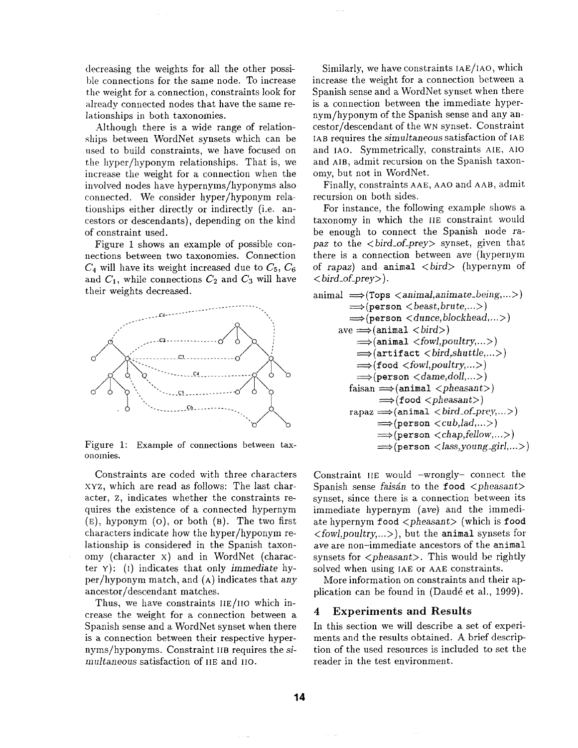decreasing the weights for all the other possible connections for the same node. To increase the weight for a connection, constraints look for already connected nodes that have the same relationships in both taxonomies.

Although there is a wide range of relationships between WordNet synsets which can be used to build constraints, we have focused on the hyper/hyponym relationships. That is, we increase the weight for a connection when the involved nodes have hypernyms/hyponyms also connected. We consider hyper/hyponym relationships either directly or indirectly (i.e. ancestors or descendants), depending on the kind of constraint used.

Figure 1 shows an example of possible connections between two taxonomies. Connection $C_4$ will have its weight increased due to $C_5$, $C_6$ and $C_1$, while connections $C_2$ and $C_3$ will have their weights decreased.

Figure 1: Example of connections between taxonomies.

Constraints are coded with three characters XYZ, which are read as follows: The last character, Z, indicates whether the constraints requires the existence of a connected hypernym (E), hyponym (O), or both (B). The two first characters indicate how the hyper/hyponym relationship is considered in the Spanish taxonomy (character X) and in WordNet (character Y): (I) indicates that only *immediate* hyper/hyponym match, and (A) indicates that *any* ancestor/descendant matches.

Thus, we have constraints IIE/IIO which increase the weight for a connection between a Spanish sense and a WordNet synset when there is a connection between their respective hypernyms/hyponyms. Constraint IIB requires the *simultaneous* satisfaction of IIE and IIO.

Similarly, we have constraints IAE/IAO, which increase the weight for a connection between a Spanish sense and a WordNet synset when there is a connection between the immediate hypernym/hyponym of the Spanish sense and any ancestor/descendant of the WN synset. Constraint IAB requires the *simultaneous* satisfaction of IAE and IAO. Symmetrically, constraints AIE, AIO and AIB, admit recursion on the Spanish taxonomy, but not in WordNet.

Finally, constraints AAE, AAO and AAB, admit recursion on both sides.

For instance, the following example shows a taxonomy in which the IIE constraint would be enough to connect the Spanish node *rapaz* to the *<bird_of_prey>* synset, given that there is a connection between *ave* (hypernym of *rapaz*) and `animal` *<bird>* (hypernym of *<bird_of_prey>*).

animal ⟹(`Tops` *<animal,animate_being,...>*)
  ⟹(`person` *<beast,brute,...>*)
  ⟹(`person` *<dunce,blockhead,...>*)
 ave ⟹(`animal` *<bird>*)
  ⟹(`animal` *<fowl,poultry,...>*)
  ⟹(`artifact` *<bird,shuttle,...>*)
  ⟹(`food` *<fowl,poultry,...>*)
  ⟹(`person` *<dame,doll,...>*)
 faisan ⟹(`animal` *<pheasant>*)
  ⟹(`food` *<pheasant>*)
 rapaz ⟹(`animal` *<bird_of_prey,...>*)
  ⟹(`person` *<cub,lad,...>*)
  ⟹(`person` *<chap,fellow,...>*)
  ⟹(`person` *<lass,young_girl,...>*)

Constraint IIE would –wrongly– connect the Spanish sense *faisán* to the `food` *<pheasant>* synset, since there is a connection between its immediate hypernym (*ave*) and the immediate hypernym `food` *<pheasant>* (which is `food` *<fowl,poultry,...>*), but the `animal` synsets for *ave* are non–immediate ancestors of the `animal` synsets for *<pheasant>*. This would be rightly solved when using IAE or AAE constraints.

More information on constraints and their application can be found in (Daudé et al., 1999).

## 4 Experiments and Results

In this section we will describe a set of experiments and the results obtained. A brief description of the used resources is included to set the reader in the test environment.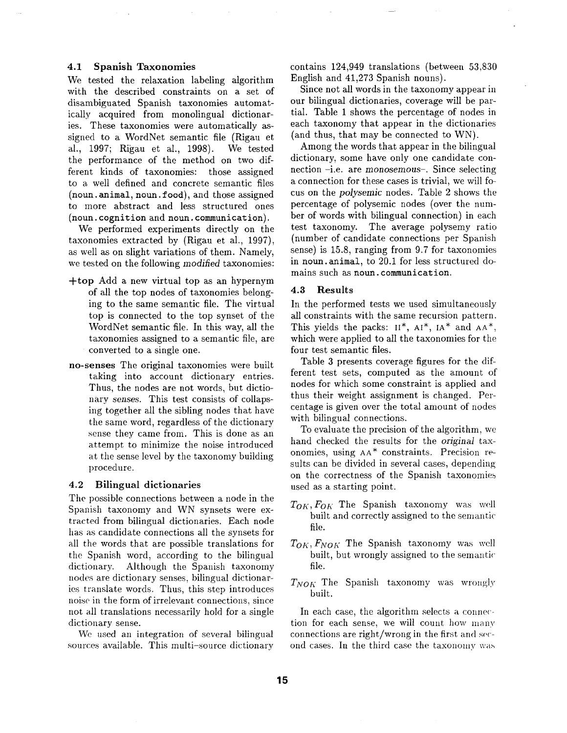### 4.1 Spanish Taxonomies

We tested the relaxation labeling algorithm with the described constraints on a set of disambiguated Spanish taxonomies automatically acquired from monolingual dictionaries. These taxonomies were automatically assigned to a WordNet semantic file (Rigau et al., 1997; Rigau et al., 1998). We tested the performance of the method on two different kinds of taxonomies: those assigned to a well defined and concrete semantic files (`noun.animal`, `noun.food`), and those assigned to more abstract and less structured ones (`noun.cognition` and `noun.communication`).

We performed experiments directly on the taxonomies extracted by (Rigau et al., 1997), as well as on slight variations of them. Namely, we tested on the following *modified* taxonomies:

- **+top** Add a new virtual top as an hypernym of all the top nodes of taxonomies belonging to the same semantic file. The virtual top is connected to the top synset of the WordNet semantic file. In this way, all the taxonomies assigned to a semantic file, are converted to a single one.
- **no-senses** The original taxonomies were built taking into account dictionary entries. Thus, the nodes are not words, but dictionary *senses*. This test consists of collapsing together all the sibling nodes that have the same word, regardless of the dictionary sense they came from. This is done as an attempt to minimize the noise introduced at the sense level by the taxonomy building procedure.

### 4.2 Bilingual dictionaries

The possible connections between a node in the Spanish taxonomy and WN synsets were extracted from bilingual dictionaries. Each node has as candidate connections all the synsets for all the words that are possible translations for the Spanish word, according to the bilingual dictionary. Although the Spanish taxonomy nodes are dictionary senses, bilingual dictionaries translate words. Thus, this step introduces noise in the form of irrelevant connections, since not all translations necessarily hold for a single dictionary sense.

We used an integration of several bilingual sources available. This multi-source dictionary contains 124,949 translations (between 53,830 English and 41,273 Spanish nouns).

Since not all words in the taxonomy appear in our bilingual dictionaries, coverage will be partial. Table 1 shows the percentage of nodes in each taxonomy that appear in the dictionaries (and thus, that may be connected to WN).

Among the words that appear in the bilingual dictionary, some have only one candidate connection –i.e. are *monosemous*–. Since selecting a connection for these cases is trivial, we will focus on the *polysemic* nodes. Table 2 shows the percentage of polysemic nodes (over the number of words with bilingual connection) in each test taxonomy. The average polysemy ratio (number of candidate connections per Spanish sense) is 15.8, ranging from 9.7 for taxonomies in `noun.animal`, to 20.1 for less structured domains such as `noun.communication`.

### 4.3 Results

In the performed tests we used simultaneously all constraints with the same recursion pattern. This yields the packs: II*, AI*, IA* and AA*, which were applied to all the taxonomies for the four test semantic files.

Table 3 presents coverage figures for the different test sets, computed as the amount of nodes for which some constraint is applied and thus their weight assignment is changed. Percentage is given over the total amount of nodes with bilingual connections.

To evaluate the precision of the algorithm, we hand checked the results for the *original* taxonomies, using AA* constraints. Precision results can be divided in several cases, depending on the correctness of the Spanish taxonomies used as a starting point.

- $T_{OK}, F_{OK}$ The Spanish taxonomy was well built and correctly assigned to the semantic file.
- $T_{OK}, F_{NOK}$ The Spanish taxonomy was well built, but wrongly assigned to the semantic file.
- $T_{NOK}$ The Spanish taxonomy was wrongly built.

In each case, the algorithm selects a connection for each sense, we will count how many connections are right/wrong in the first and second cases. In the third case the taxonomy was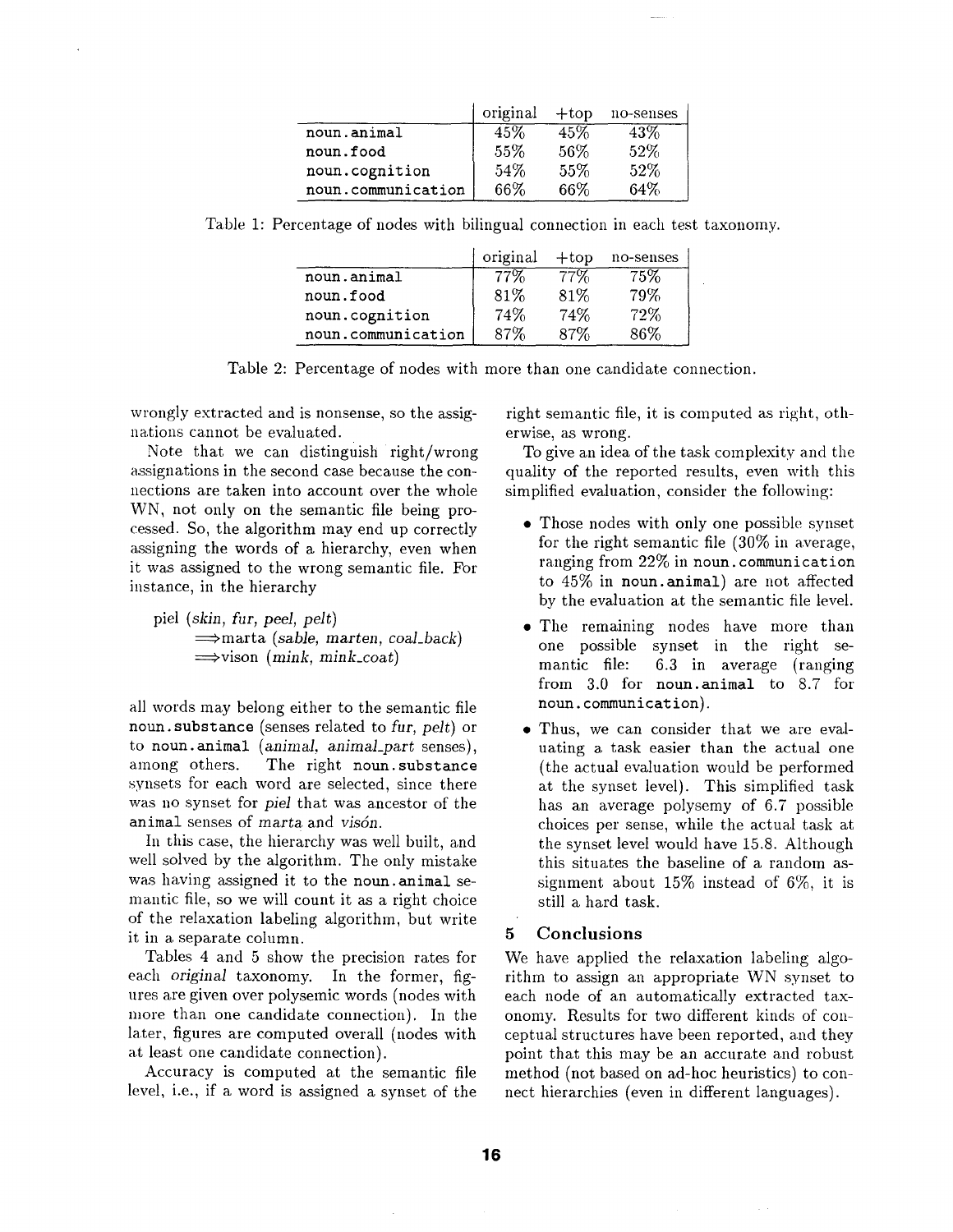| | original | +top | no-senses |
|---|---|---|---|
| noun.animal | 45% | 45% | 43% |
| noun.food | 55% | 56% | 52% |
| noun.cognition | 54% | 55% | 52% |
| noun.communication | 66% | 66% | 64% |

Table 1: Percentage of nodes with bilingual connection in each test taxonomy.

| | original | +top | no-senses |
|---|---|---|---|
| noun.animal | 77% | 77% | 75% |
| noun.food | 81% | 81% | 79% |
| noun.cognition | 74% | 74% | 72% |
| noun.communication | 87% | 87% | 86% |

Table 2: Percentage of nodes with more than one candidate connection.

wrongly extracted and is nonsense, so the assignations cannot be evaluated.

Note that we can distinguish right/wrong assignations in the second case because the connections are taken into account over the whole WN, not only on the semantic file being processed. So, the algorithm may end up correctly assigning the words of a hierarchy, even when it was assigned to the wrong semantic file. For instance, in the hierarchy

piel (*skin, fur, peel, pelt*)
  ⟹marta (*sable, marten, coal_back*)
  ⟹visón (*mink, mink_coat*)

all words may belong either to the semantic file noun.substance (senses related to *fur, pelt*) or to noun.animal (*animal, animal_part* senses), among others. The right noun.substance synsets for each word are selected, since there was no synset for *piel* that was ancestor of the animal senses of *marta* and *visón*.

In this case, the hierarchy was well built, and well solved by the algorithm. The only mistake was having assigned it to the noun.animal semantic file, so we will count it as a right choice of the relaxation labeling algorithm, but write it in a separate column.

Tables 4 and 5 show the precision rates for each *original* taxonomy. In the former, figures are given over polysemic words (nodes with more than one candidate connection). In the later, figures are computed overall (nodes with at least one candidate connection).

Accuracy is computed at the semantic file level, i.e., if a word is assigned a synset of the right semantic file, it is computed as right, otherwise, as wrong.

To give an idea of the task complexity and the quality of the reported results, even with this simplified evaluation, consider the following:

- Those nodes with only one possible synset for the right semantic file (30% in average, ranging from 22% in noun.communication to 45% in noun.animal) are not affected by the evaluation at the semantic file level.
- The remaining nodes have more than one possible synset in the right semantic file: 6.3 in average (ranging from 3.0 for noun.animal to 8.7 for noun.communication).
- Thus, we can consider that we are evaluating a task easier than the actual one (the actual evaluation would be performed at the synset level). This simplified task has an average polysemy of 6.7 possible choices per sense, while the actual task at the synset level would have 15.8. Although this situates the baseline of a random assignment about 15% instead of 6%, it is still a hard task.

## 5 Conclusions

We have applied the relaxation labeling algorithm to assign an appropriate WN synset to each node of an automatically extracted taxonomy. Results for two different kinds of conceptual structures have been reported, and they point that this may be an accurate and robust method (not based on ad-hoc heuristics) to connect hierarchies (even in different languages).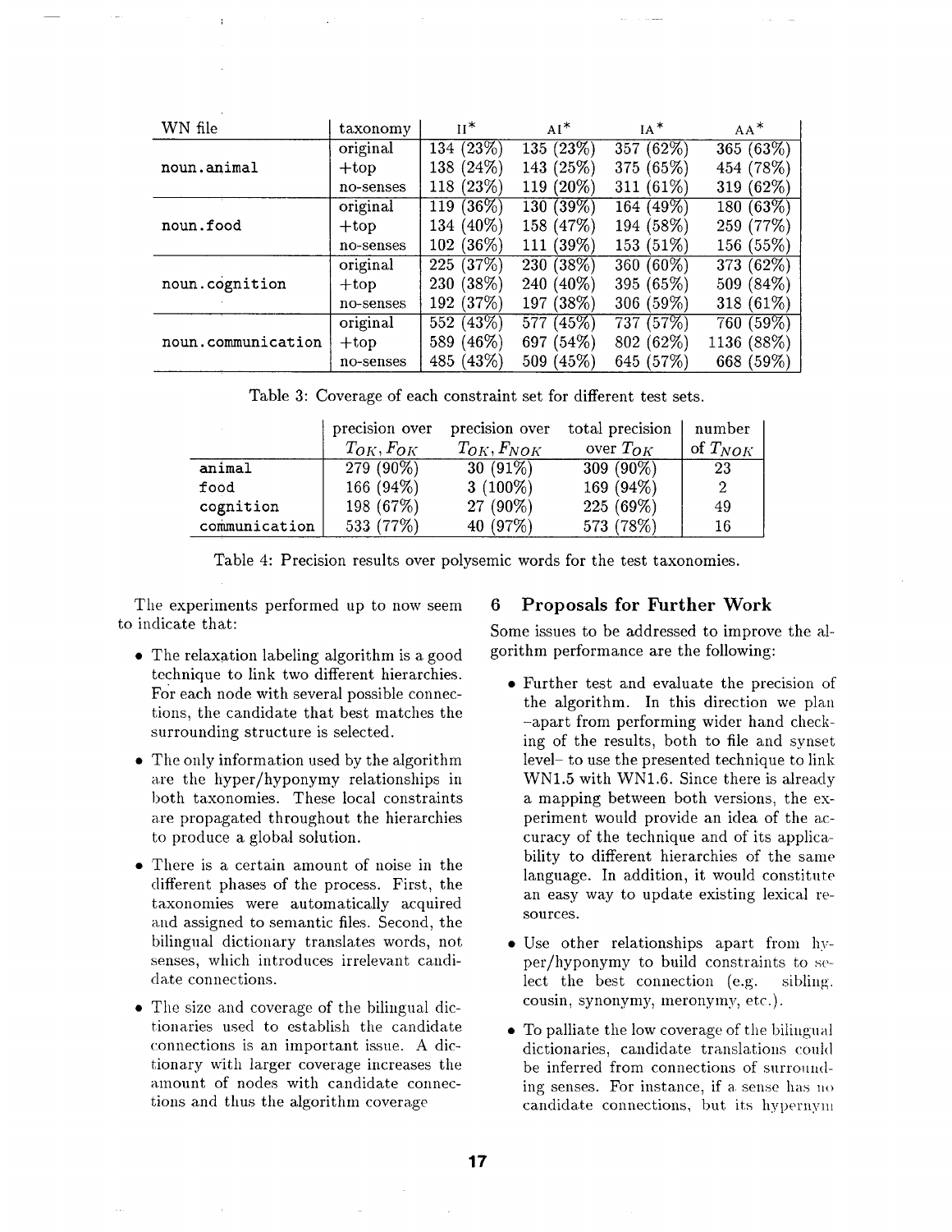| WN file | taxonomy | II* | AI* | IA* | AA* |
|---|---|---|---|---|---|
| noun.animal | original | 134 (23%) | 135 (23%) | 357 (62%) | 365 (63%) |
| | +top | 138 (24%) | 143 (25%) | 375 (65%) | 454 (78%) |
| | no-senses | 118 (23%) | 119 (20%) | 311 (61%) | 319 (62%) |
| noun.food | original | 119 (36%) | 130 (39%) | 164 (49%) | 180 (63%) |
| | +top | 134 (40%) | 158 (47%) | 194 (58%) | 259 (77%) |
| | no-senses | 102 (36%) | 111 (39%) | 153 (51%) | 156 (55%) |
| noun.cognition | original | 225 (37%) | 230 (38%) | 360 (60%) | 373 (62%) |
| | +top | 230 (38%) | 240 (40%) | 395 (65%) | 509 (84%) |
| | no-senses | 192 (37%) | 197 (38%) | 306 (59%) | 318 (61%) |
| noun.communication | original | 552 (43%) | 577 (45%) | 737 (57%) | 760 (59%) |
| | +top | 589 (46%) | 697 (54%) | 802 (62%) | 1136 (88%) |
| | no-senses | 485 (43%) | 509 (45%) | 645 (57%) | 668 (59%) |

Table 3: Coverage of each constraint set for different test sets.

| | precision over $T_{OK}, F_{OK}$ | precision over $T_{OK}, F_{NOK}$ | total precision over $T_{OK}$ | number of $T_{NOK}$ |
|---|---|---|---|---|
| animal | 279 (90%) | 30 (91%) | 309 (90%) | 23 |
| food | 166 (94%) | 3 (100%) | 169 (94%) | 2 |
| cognition | 198 (67%) | 27 (90%) | 225 (69%) | 49 |
| communication | 533 (77%) | 40 (97%) | 573 (78%) | 16 |

Table 4: Precision results over polysemic words for the test taxonomies.

The experiments performed up to now seem to indicate that:

- The relaxation labeling algorithm is a good technique to link two different hierarchies. For each node with several possible connections, the candidate that best matches the surrounding structure is selected.
- The only information used by the algorithm are the hyper/hyponymy relationships in both taxonomies. These local constraints are propagated throughout the hierarchies to produce a global solution.
- There is a certain amount of noise in the different phases of the process. First, the taxonomies were automatically acquired and assigned to semantic files. Second, the bilingual dictionary translates words, not senses, which introduces irrelevant candidate connections.
- The size and coverage of the bilingual dictionaries used to establish the candidate connections is an important issue. A dictionary with larger coverage increases the amount of nodes with candidate connections and thus the algorithm coverage

## 6 Proposals for Further Work

Some issues to be addressed to improve the algorithm performance are the following:

- Further test and evaluate the precision of the algorithm. In this direction we plan –apart from performing wider hand checking of the results, both to file and synset level– to use the presented technique to link WN1.5 with WN1.6. Since there is already a mapping between both versions, the experiment would provide an idea of the accuracy of the technique and of its applicability to different hierarchies of the same language. In addition, it would constitute an easy way to update existing lexical resources.
- Use other relationships apart from hyper/hyponymy to build constraints to select the best connection (e.g. sibling, cousin, synonymy, meronymy, etc.).
- To palliate the low coverage of the bilingual dictionaries, candidate translations could be inferred from connections of surrounding senses. For instance, if a sense has no candidate connections, but its hypernym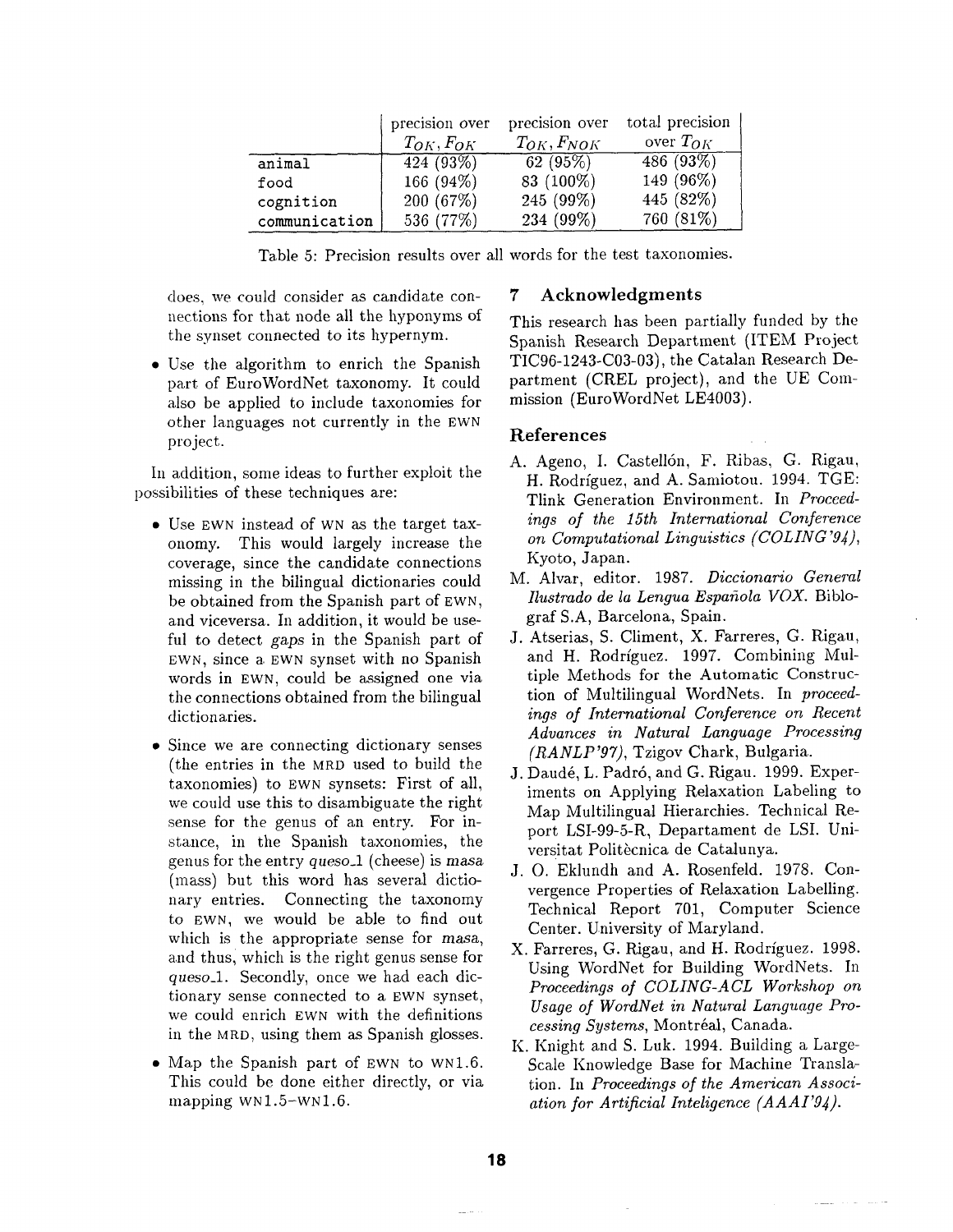|  | precision over $T_{OK}, F_{OK}$ | precision over $T_{OK}, F_{NOK}$ | total precision over $T_{OK}$ |
|---|---|---|---|
| animal | 424 (93%) | 62 (95%) | 486 (93%) |
| food | 166 (94%) | 83 (100%) | 149 (96%) |
| cognition | 200 (67%) | 245 (99%) | 445 (82%) |
| communication | 536 (77%) | 234 (99%) | 760 (81%) |

Table 5: Precision results over all words for the test taxonomies.

does, we could consider as candidate connections for that node all the hyponyms of the synset connected to its hypernym.

- Use the algorithm to enrich the Spanish part of EuroWordNet taxonomy. It could also be applied to include taxonomies for other languages not currently in the EWN project.

In addition, some ideas to further exploit the possibilities of these techniques are:

- Use EWN instead of WN as the target taxonomy. This would largely increase the coverage, since the candidate connections missing in the bilingual dictionaries could be obtained from the Spanish part of EWN, and viceversa. In addition, it would be useful to detect *gaps* in the Spanish part of EWN, since a EWN synset with no Spanish words in EWN, could be assigned one via the connections obtained from the bilingual dictionaries.
- Since we are connecting dictionary senses (the entries in the MRD used to build the taxonomies) to EWN synsets: First of all, we could use this to disambiguate the right sense for the genus of an entry. For instance, in the Spanish taxonomies, the genus for the entry *queso_1* (cheese) is *masa* (mass) but this word has several dictionary entries. Connecting the taxonomy to EWN, we would be able to find out which is the appropriate sense for *masa*, and thus, which is the right genus sense for *queso_1*. Secondly, once we had each dictionary sense connected to a EWN synset, we could enrich EWN with the definitions in the MRD, using them as Spanish glosses.
- Map the Spanish part of EWN to WN1.6. This could be done either directly, or via mapping WN1.5–WN1.6.

## 7 Acknowledgments

This research has been partially funded by the Spanish Research Department (ITEM Project TIC96-1243-C03-03), the Catalan Research Department (CREL project), and the UE Commission (EuroWordNet LE4003).

## References

A. Ageno, I. Castellón, F. Ribas, G. Rigau, H. Rodríguez, and A. Samiotou. 1994. TGE: Tlink Generation Environment. In *Proceedings of the 15th International Conference on Computational Linguistics (COLING'94)*, Kyoto, Japan.

M. Alvar, editor. 1987. *Diccionario General Ilustrado de la Lengua Española VOX*. Biblograf S.A, Barcelona, Spain.

J. Atserias, S. Climent, X. Farreres, G. Rigau, and H. Rodríguez. 1997. Combining Multiple Methods for the Automatic Construction of Multilingual WordNets. In *proceedings of International Conference on Recent Advances in Natural Language Processing (RANLP'97)*, Tzigov Chark, Bulgaria.

J. Daudé, L. Padró, and G. Rigau. 1999. Experiments on Applying Relaxation Labeling to Map Multilingual Hierarchies. Technical Report LSI-99-5-R, Departament de LSI. Universitat Politècnica de Catalunya.

J. O. Eklundh and A. Rosenfeld. 1978. Convergence Properties of Relaxation Labelling. Technical Report 701, Computer Science Center. University of Maryland.

X. Farreres, G. Rigau, and H. Rodríguez. 1998. Using WordNet for Building WordNets. In *Proceedings of COLING-ACL Workshop on Usage of WordNet in Natural Language Processing Systems*, Montréal, Canada.

K. Knight and S. Luk. 1994. Building a Large-Scale Knowledge Base for Machine Translation. In *Proceedings of the American Association for Artificial Inteligence (AAAI'94)*.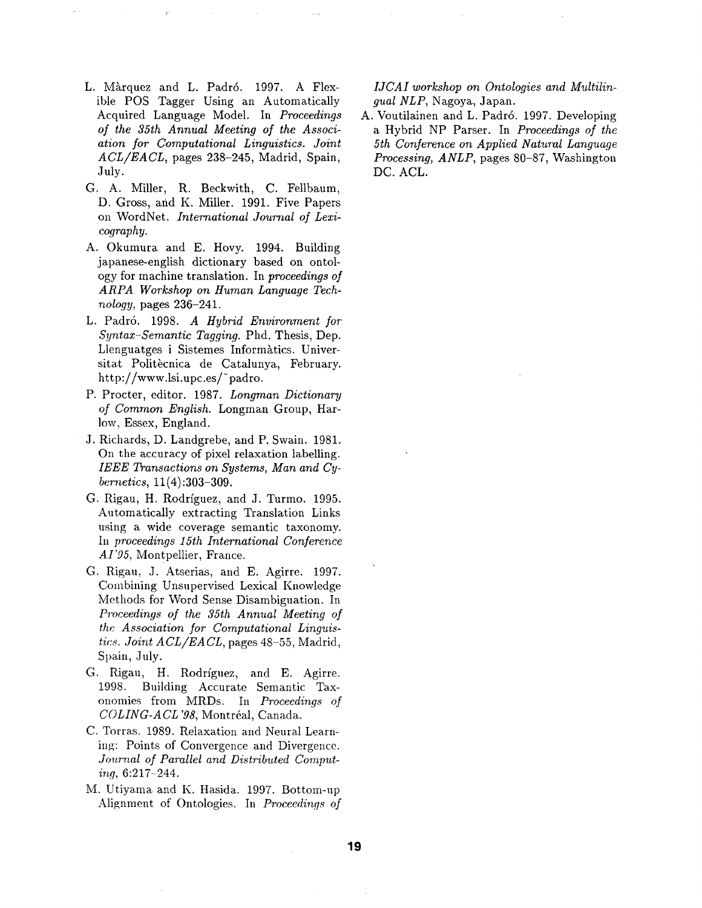L. Màrquez and L. Padró. 1997. A Flexible POS Tagger Using an Automatically Acquired Language Model. In *Proceedings of the 35th Annual Meeting of the Association for Computational Linguistics. Joint ACL/EACL*, pages 238–245, Madrid, Spain, July.

G. A. Miller, R. Beckwith, C. Fellbaum, D. Gross, and K. Miller. 1991. Five Papers on WordNet. *International Journal of Lexicography.*

A. Okumura and E. Hovy. 1994. Building japanese-english dictionary based on ontology for machine translation. In *proceedings of ARPA Workshop on Human Language Technology*, pages 236–241.

L. Padró. 1998. *A Hybrid Environment for Syntax–Semantic Tagging.* Phd. Thesis, Dep. Llenguatges i Sistemes Informàtics. Universitat Politècnica de Catalunya, February. http://www.lsi.upc.es/~padro.

P. Procter, editor. 1987. *Longman Dictionary of Common English.* Longman Group, Harlow, Essex, England.

J. Richards, D. Landgrebe, and P. Swain. 1981. On the accuracy of pixel relaxation labelling. *IEEE Transactions on Systems, Man and Cybernetics*, 11(4):303–309.

G. Rigau, H. Rodríguez, and J. Turmo. 1995. Automatically extracting Translation Links using a wide coverage semantic taxonomy. In *proceedings 15th International Conference AI'95*, Montpellier, France.

G. Rigau, J. Atserias, and E. Agirre. 1997. Combining Unsupervised Lexical Knowledge Methods for Word Sense Disambiguation. In *Proceedings of the 35th Annual Meeting of the Association for Computational Linguistics. Joint ACL/EACL*, pages 48–55, Madrid, Spain, July.

G. Rigau, H. Rodríguez, and E. Agirre. 1998. Building Accurate Semantic Taxonomies from MRDs. In *Proceedings of COLING-ACL'98*, Montréal, Canada.

C. Torras. 1989. Relaxation and Neural Learning: Points of Convergence and Divergence. *Journal of Parallel and Distributed Computing*, 6:217–244.

M. Utiyama and K. Hasida. 1997. Bottom-up Alignment of Ontologies. In *Proceedings of IJCAI workshop on Ontologies and Multilingual NLP*, Nagoya, Japan.

A. Voutilainen and L. Padró. 1997. Developing a Hybrid NP Parser. In *Proceedings of the 5th Conference on Applied Natural Language Processing, ANLP*, pages 80–87, Washington DC. ACL.